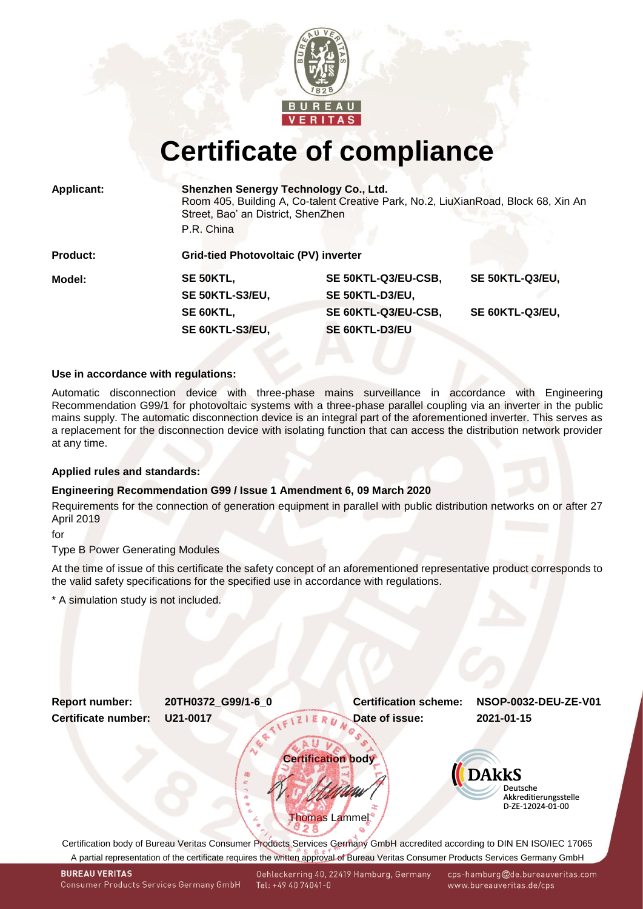# Certificate of compliance

| | |
|---|---|
| **Applicant:** | **Shenzhen Senergy Technology Co., Ltd.**<br>Room 405, Building A, Co-talent Creative Park, No.2, LiuXianRoad, Block 68, Xin An Street, Bao' an District, ShenZhen<br>P.R. China |
| **Product:** | **Grid-tied Photovoltaic (PV) inverter** |

| **Model:** | | | |
|---|---|---|---|
| | **SE 50KTL,** | **SE 50KTL-Q3/EU-CSB,** | **SE 50KTL-Q3/EU,** |
| | **SE 50KTL-S3/EU,** | **SE 50KTL-D3/EU,** | |
| | **SE 60KTL,** | **SE 60KTL-Q3/EU-CSB,** | **SE 60KTL-Q3/EU,** |
| | **SE 60KTL-S3/EU,** | **SE 60KTL-D3/EU** | |

**Use in accordance with regulations:**

Automatic disconnection device with three-phase mains surveillance in accordance with Engineering Recommendation G99/1 for photovoltaic systems with a three-phase parallel coupling via an inverter in the public mains supply. The automatic disconnection device is an integral part of the aforementioned inverter. This serves as a replacement for the disconnection device with isolating function that can access the distribution network provider at any time.

**Applied rules and standards:**

**Engineering Recommendation G99 / Issue 1 Amendment 6, 09 March 2020**

Requirements for the connection of generation equipment in parallel with public distribution networks on or after 27 April 2019

for

Type B Power Generating Modules

At the time of issue of this certificate the safety concept of an aforementioned representative product corresponds to the valid safety specifications for the specified use in accordance with regulations.

* A simulation study is not included.

| | | | |
|---|---|---|---|
| **Report number:** | **20TH0372_G99/1-6_0** | **Certification scheme:** | **NSOP-0032-DEU-ZE-V01** |
| **Certificate number:** | **U21-0017** | **Date of issue:** | **2021-01-15** |

**Certification body**

Thomas Lammel

DAkkS Deutsche Akkreditierungsstelle D-ZE-12024-01-00

Certification body of Bureau Veritas Consumer Products Services Germany GmbH accredited according to DIN EN ISO/IEC 17065

A partial representation of the certificate requires the written approval of Bureau Veritas Consumer Products Services Germany GmbH

**BUREAU VERITAS** Consumer Products Services Germany GmbH | Oehleckerring 40, 22419 Hamburg, Germany Tel: +49 40 74041-0 | cps-hamburg@de.bureauveritas.com www.bureauveritas.de/cps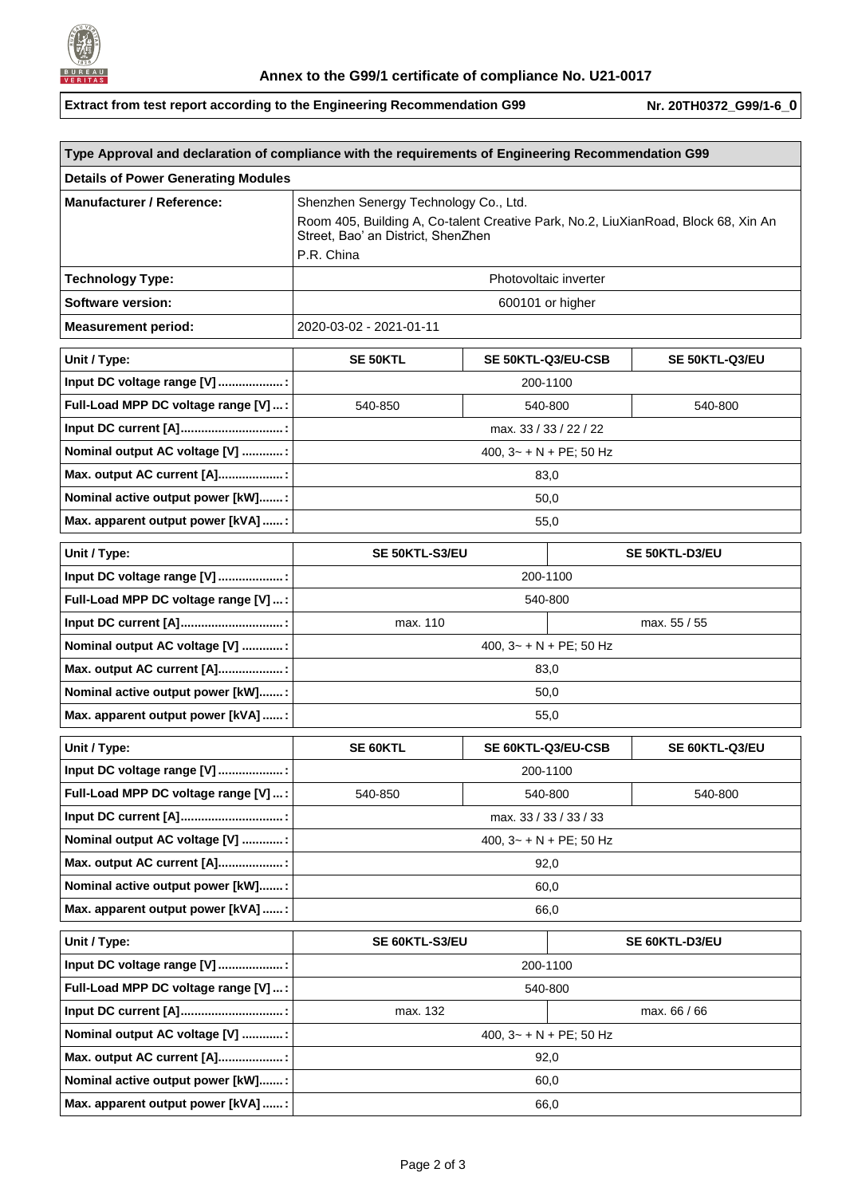## Annex to the G99/1 certificate of compliance No. U21-0017

**Extract from test report according to the Engineering Recommendation G99** — **Nr. 20TH0372_G99/1-6_0**

| **Type Approval and declaration of compliance with the requirements of Engineering Recommendation G99** | |
|---|---|
| **Details of Power Generating Modules** | |
| **Manufacturer / Reference:** | Shenzhen Senergy Technology Co., Ltd.<br>Room 405, Building A, Co-talent Creative Park, No.2, LiuXianRoad, Block 68, Xin An Street, Bao' an District, ShenZhen<br>P.R. China |
| **Technology Type:** | Photovoltaic inverter |
| **Software version:** | 600101 or higher |
| **Measurement period:** | 2020-03-02 - 2021-01-11 |

| **Unit / Type:** | **SE 50KTL** | **SE 50KTL-Q3/EU-CSB** | **SE 50KTL-Q3/EU** |
|---|---|---|---|
| **Input DC voltage range [V] ..................:** | 200-1100 | | |
| **Full-Load MPP DC voltage range [V] ...:** | 540-850 | 540-800 | 540-800 |
| **Input DC current [A].............................:** | max. 33 / 33 / 22 / 22 | | |
| **Nominal output AC voltage [V] ...........:** | 400, 3~ + N + PE; 50 Hz | | |
| **Max. output AC current [A]..................:** | 83,0 | | |
| **Nominal active output power [kW].......:** | 50,0 | | |
| **Max. apparent output power [kVA] ......:** | 55,0 | | |

| **Unit / Type:** | **SE 50KTL-S3/EU** | **SE 50KTL-D3/EU** |
|---|---|---|
| **Input DC voltage range [V] ..................:** | 200-1100 | |
| **Full-Load MPP DC voltage range [V] ...:** | 540-800 | |
| **Input DC current [A].............................:** | max. 110 | max. 55 / 55 |
| **Nominal output AC voltage [V] ...........:** | 400, 3~ + N + PE; 50 Hz | |
| **Max. output AC current [A]..................:** | 83,0 | |
| **Nominal active output power [kW].......:** | 50,0 | |
| **Max. apparent output power [kVA] ......:** | 55,0 | |

| **Unit / Type:** | **SE 60KTL** | **SE 60KTL-Q3/EU-CSB** | **SE 60KTL-Q3/EU** |
|---|---|---|---|
| **Input DC voltage range [V] ..................:** | 200-1100 | | |
| **Full-Load MPP DC voltage range [V] ...:** | 540-850 | 540-800 | 540-800 |
| **Input DC current [A].............................:** | max. 33 / 33 / 33 / 33 | | |
| **Nominal output AC voltage [V] ...........:** | 400, 3~ + N + PE; 50 Hz | | |
| **Max. output AC current [A]..................:** | 92,0 | | |
| **Nominal active output power [kW].......:** | 60,0 | | |
| **Max. apparent output power [kVA] ......:** | 66,0 | | |

| **Unit / Type:** | **SE 60KTL-S3/EU** | **SE 60KTL-D3/EU** |
|---|---|---|
| **Input DC voltage range [V] ..................:** | 200-1100 | |
| **Full-Load MPP DC voltage range [V] ...:** | 540-800 | |
| **Input DC current [A].............................:** | max. 132 | max. 66 / 66 |
| **Nominal output AC voltage [V] ...........:** | 400, 3~ + N + PE; 50 Hz | |
| **Max. output AC current [A]..................:** | 92,0 | |
| **Nominal active output power [kW].......:** | 60,0 | |
| **Max. apparent output power [kVA] ......:** | 66,0 | |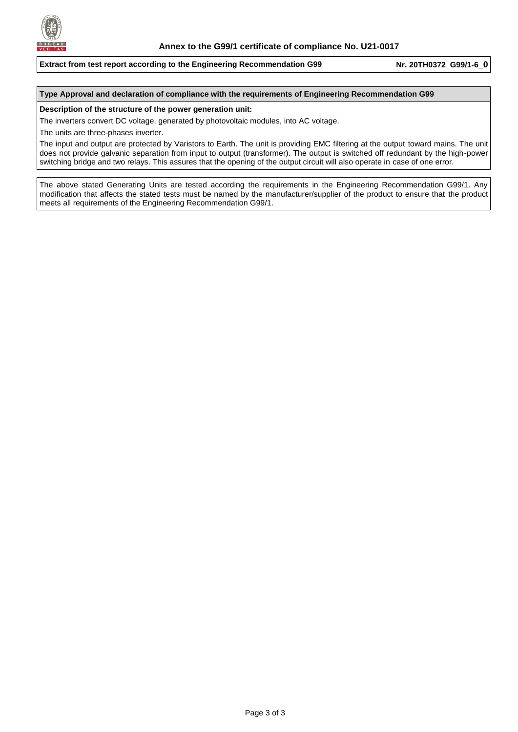**Annex to the G99/1 certificate of compliance No. U21-0017**

**Extract from test report according to the Engineering Recommendation G99** **Nr. 20TH0372_G99/1-6_0**

**Type Approval and declaration of compliance with the requirements of Engineering Recommendation G99**

**Description of the structure of the power generation unit:**

The inverters convert DC voltage, generated by photovoltaic modules, into AC voltage.

The units are three-phases inverter.

The input and output are protected by Varistors to Earth. The unit is providing EMC filtering at the output toward mains. The unit does not provide galvanic separation from input to output (transformer). The output is switched off redundant by the high-power switching bridge and two relays. This assures that the opening of the output circuit will also operate in case of one error.

The above stated Generating Units are tested according the requirements in the Engineering Recommendation G99/1. Any modification that affects the stated tests must be named by the manufacturer/supplier of the product to ensure that the product meets all requirements of the Engineering Recommendation G99/1.